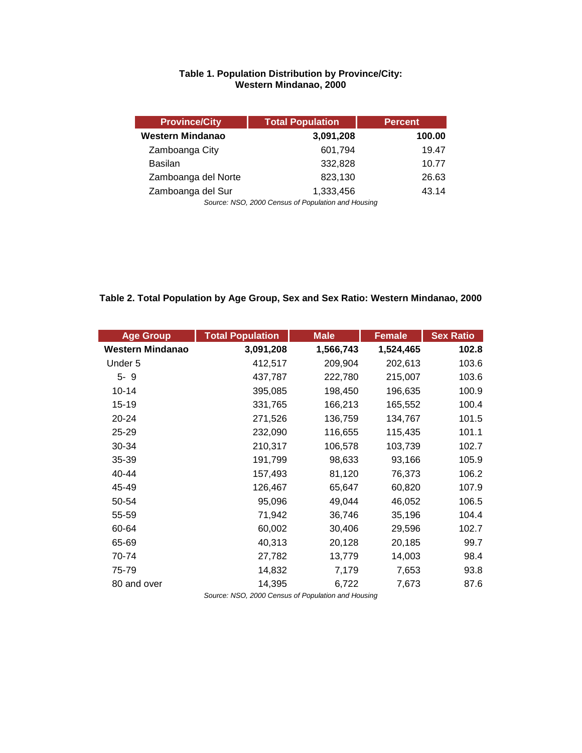**Table 1. Population Distribution by Province/City: Western Mindanao, 2000**

| Province/City | Total Population | Percent |
|---|---|---|
| **Western Mindanao** | **3,091,208** | **100.00** |
| Zamboanga City | 601,794 | 19.47 |
| Basilan | 332,828 | 10.77 |
| Zamboanga del Norte | 823,130 | 26.63 |
| Zamboanga del Sur | 1,333,456 | 43.14 |

*Source: NSO, 2000 Census of Population and Housing*

**Table 2. Total Population by Age Group, Sex and Sex Ratio: Western Mindanao, 2000**

| Age Group | Total Population | Male | Female | Sex Ratio |
|---|---|---|---|---|
| **Western Mindanao** | **3,091,208** | **1,566,743** | **1,524,465** | **102.8** |
| Under 5 | 412,517 | 209,904 | 202,613 | 103.6 |
| 5- 9 | 437,787 | 222,780 | 215,007 | 103.6 |
| 10-14 | 395,085 | 198,450 | 196,635 | 100.9 |
| 15-19 | 331,765 | 166,213 | 165,552 | 100.4 |
| 20-24 | 271,526 | 136,759 | 134,767 | 101.5 |
| 25-29 | 232,090 | 116,655 | 115,435 | 101.1 |
| 30-34 | 210,317 | 106,578 | 103,739 | 102.7 |
| 35-39 | 191,799 | 98,633 | 93,166 | 105.9 |
| 40-44 | 157,493 | 81,120 | 76,373 | 106.2 |
| 45-49 | 126,467 | 65,647 | 60,820 | 107.9 |
| 50-54 | 95,096 | 49,044 | 46,052 | 106.5 |
| 55-59 | 71,942 | 36,746 | 35,196 | 104.4 |
| 60-64 | 60,002 | 30,406 | 29,596 | 102.7 |
| 65-69 | 40,313 | 20,128 | 20,185 | 99.7 |
| 70-74 | 27,782 | 13,779 | 14,003 | 98.4 |
| 75-79 | 14,832 | 7,179 | 7,653 | 93.8 |
| 80 and over | 14,395 | 6,722 | 7,673 | 87.6 |

*Source: NSO, 2000 Census of Population and Housing*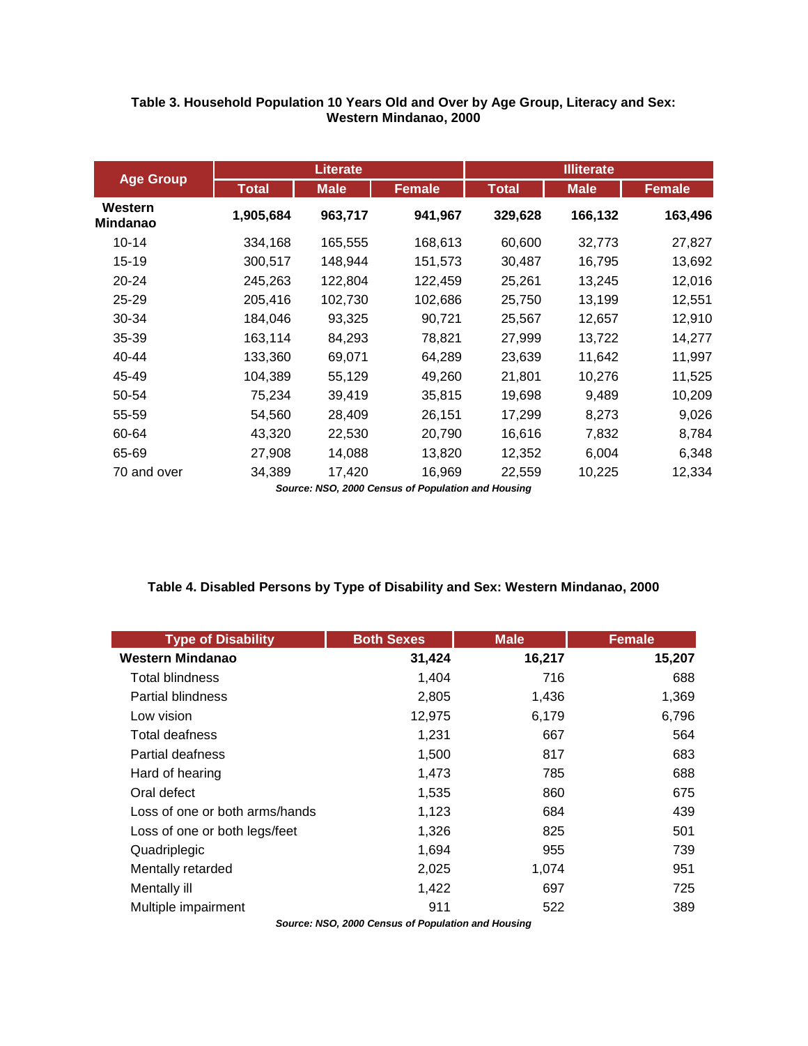**Table 3. Household Population 10 Years Old and Over by Age Group, Literacy and Sex: Western Mindanao, 2000**

| Age Group | Literate | | | Illiterate | | |
|---|---|---|---|---|---|---|
| | Total | Male | Female | Total | Male | Female |
| **Western Mindanao** | **1,905,684** | **963,717** | **941,967** | **329,628** | **166,132** | **163,496** |
| 10-14 | 334,168 | 165,555 | 168,613 | 60,600 | 32,773 | 27,827 |
| 15-19 | 300,517 | 148,944 | 151,573 | 30,487 | 16,795 | 13,692 |
| 20-24 | 245,263 | 122,804 | 122,459 | 25,261 | 13,245 | 12,016 |
| 25-29 | 205,416 | 102,730 | 102,686 | 25,750 | 13,199 | 12,551 |
| 30-34 | 184,046 | 93,325 | 90,721 | 25,567 | 12,657 | 12,910 |
| 35-39 | 163,114 | 84,293 | 78,821 | 27,999 | 13,722 | 14,277 |
| 40-44 | 133,360 | 69,071 | 64,289 | 23,639 | 11,642 | 11,997 |
| 45-49 | 104,389 | 55,129 | 49,260 | 21,801 | 10,276 | 11,525 |
| 50-54 | 75,234 | 39,419 | 35,815 | 19,698 | 9,489 | 10,209 |
| 55-59 | 54,560 | 28,409 | 26,151 | 17,299 | 8,273 | 9,026 |
| 60-64 | 43,320 | 22,530 | 20,790 | 16,616 | 7,832 | 8,784 |
| 65-69 | 27,908 | 14,088 | 13,820 | 12,352 | 6,004 | 6,348 |
| 70 and over | 34,389 | 17,420 | 16,969 | 22,559 | 10,225 | 12,334 |

***Source: NSO, 2000 Census of Population and Housing***

**Table 4. Disabled Persons by Type of Disability and Sex: Western Mindanao, 2000**

| Type of Disability | Both Sexes | Male | Female |
|---|---|---|---|
| **Western Mindanao** | **31,424** | **16,217** | **15,207** |
| Total blindness | 1,404 | 716 | 688 |
| Partial blindness | 2,805 | 1,436 | 1,369 |
| Low vision | 12,975 | 6,179 | 6,796 |
| Total deafness | 1,231 | 667 | 564 |
| Partial deafness | 1,500 | 817 | 683 |
| Hard of hearing | 1,473 | 785 | 688 |
| Oral defect | 1,535 | 860 | 675 |
| Loss of one or both arms/hands | 1,123 | 684 | 439 |
| Loss of one or both legs/feet | 1,326 | 825 | 501 |
| Quadriplegic | 1,694 | 955 | 739 |
| Mentally retarded | 2,025 | 1,074 | 951 |
| Mentally ill | 1,422 | 697 | 725 |
| Multiple impairment | 911 | 522 | 389 |

***Source: NSO, 2000 Census of Population and Housing***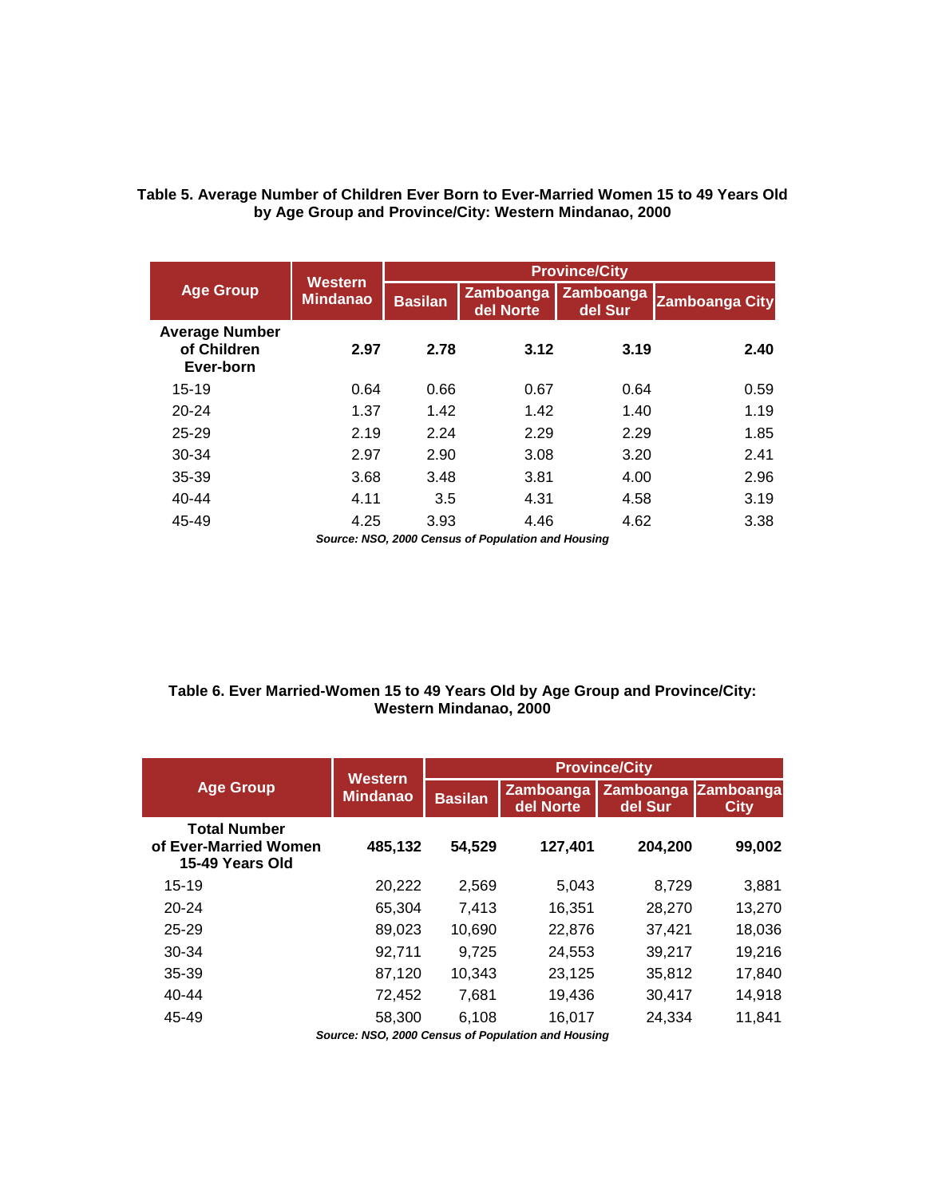**Table 5. Average Number of Children Ever Born to Ever-Married Women 15 to 49 Years Old by Age Group and Province/City: Western Mindanao, 2000**

| Age Group | Western Mindanao | Province/City | | | |
|---|---|---|---|---|---|
| | | Basilan | Zamboanga del Norte | Zamboanga del Sur | Zamboanga City |
| **Average Number of Children Ever-born** | **2.97** | **2.78** | **3.12** | **3.19** | **2.40** |
| 15-19 | 0.64 | 0.66 | 0.67 | 0.64 | 0.59 |
| 20-24 | 1.37 | 1.42 | 1.42 | 1.40 | 1.19 |
| 25-29 | 2.19 | 2.24 | 2.29 | 2.29 | 1.85 |
| 30-34 | 2.97 | 2.90 | 3.08 | 3.20 | 2.41 |
| 35-39 | 3.68 | 3.48 | 3.81 | 4.00 | 2.96 |
| 40-44 | 4.11 | 3.5 | 4.31 | 4.58 | 3.19 |
| 45-49 | 4.25 | 3.93 | 4.46 | 4.62 | 3.38 |

***Source: NSO, 2000 Census of Population and Housing***

**Table 6. Ever Married-Women 15 to 49 Years Old by Age Group and Province/City: Western Mindanao, 2000**

| Age Group | Western Mindanao | Province/City | | | |
|---|---|---|---|---|---|
| | | Basilan | Zamboanga del Norte | Zamboanga del Sur | Zamboanga City |
| **Total Number of Ever-Married Women 15-49 Years Old** | **485,132** | **54,529** | **127,401** | **204,200** | **99,002** |
| 15-19 | 20,222 | 2,569 | 5,043 | 8,729 | 3,881 |
| 20-24 | 65,304 | 7,413 | 16,351 | 28,270 | 13,270 |
| 25-29 | 89,023 | 10,690 | 22,876 | 37,421 | 18,036 |
| 30-34 | 92,711 | 9,725 | 24,553 | 39,217 | 19,216 |
| 35-39 | 87,120 | 10,343 | 23,125 | 35,812 | 17,840 |
| 40-44 | 72,452 | 7,681 | 19,436 | 30,417 | 14,918 |
| 45-49 | 58,300 | 6,108 | 16,017 | 24,334 | 11,841 |

***Source: NSO, 2000 Census of Population and Housing***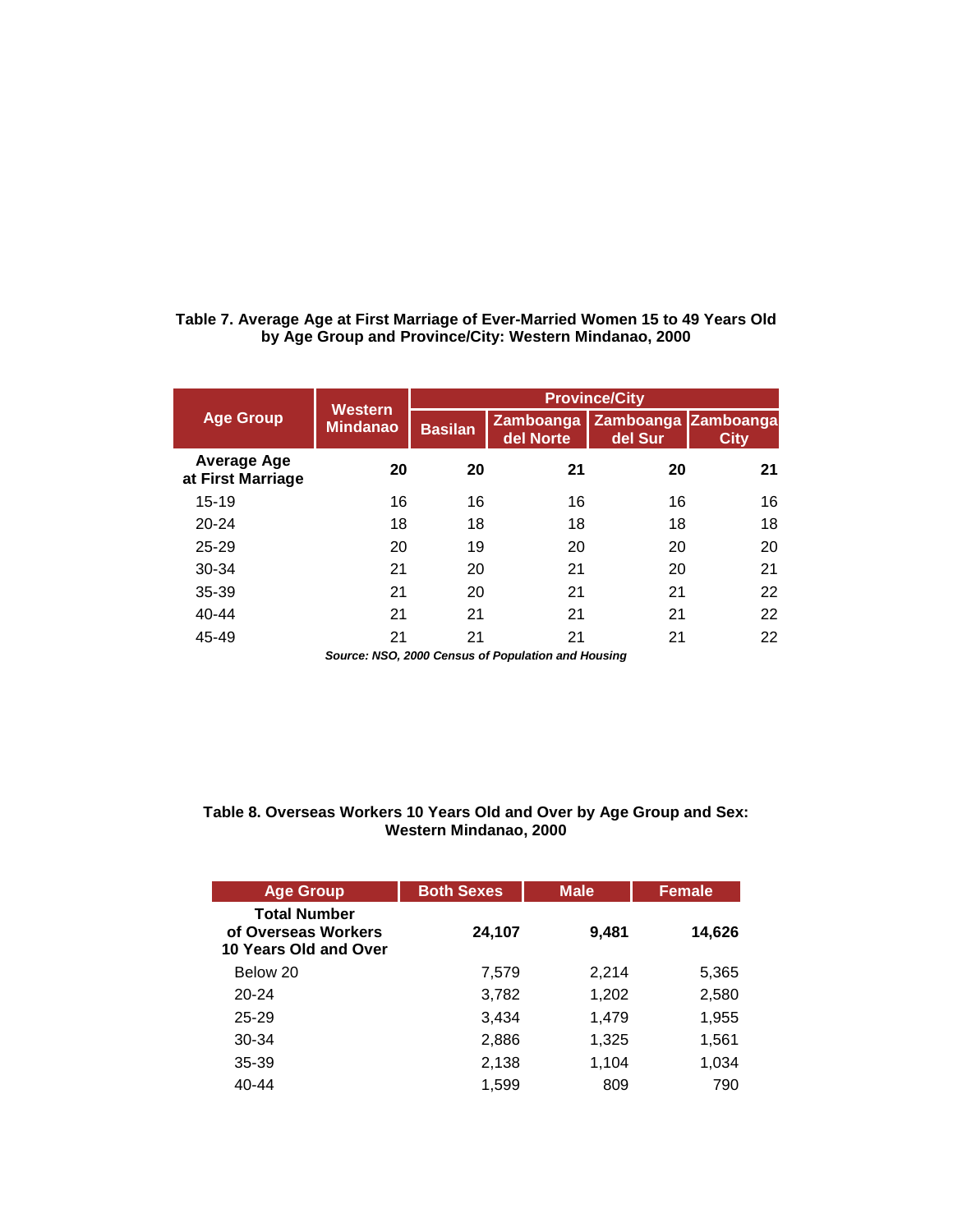**Table 7. Average Age at First Marriage of Ever-Married Women 15 to 49 Years Old by Age Group and Province/City: Western Mindanao, 2000**

| Age Group | Western Mindanao | Province/City | | | |
|---|---|---|---|---|---|
| | | Basilan | Zamboanga del Norte | Zamboanga del Sur | Zamboanga City |
| **Average Age at First Marriage** | **20** | **20** | **21** | **20** | **21** |
| 15-19 | 16 | 16 | 16 | 16 | 16 |
| 20-24 | 18 | 18 | 18 | 18 | 18 |
| 25-29 | 20 | 19 | 20 | 20 | 20 |
| 30-34 | 21 | 20 | 21 | 20 | 21 |
| 35-39 | 21 | 20 | 21 | 21 | 22 |
| 40-44 | 21 | 21 | 21 | 21 | 22 |
| 45-49 | 21 | 21 | 21 | 21 | 22 |

***Source: NSO, 2000 Census of Population and Housing***

**Table 8. Overseas Workers 10 Years Old and Over by Age Group and Sex: Western Mindanao, 2000**

| Age Group | Both Sexes | Male | Female |
|---|---|---|---|
| **Total Number of Overseas Workers 10 Years Old and Over** | **24,107** | **9,481** | **14,626** |
| Below 20 | 7,579 | 2,214 | 5,365 |
| 20-24 | 3,782 | 1,202 | 2,580 |
| 25-29 | 3,434 | 1,479 | 1,955 |
| 30-34 | 2,886 | 1,325 | 1,561 |
| 35-39 | 2,138 | 1,104 | 1,034 |
| 40-44 | 1,599 | 809 | 790 |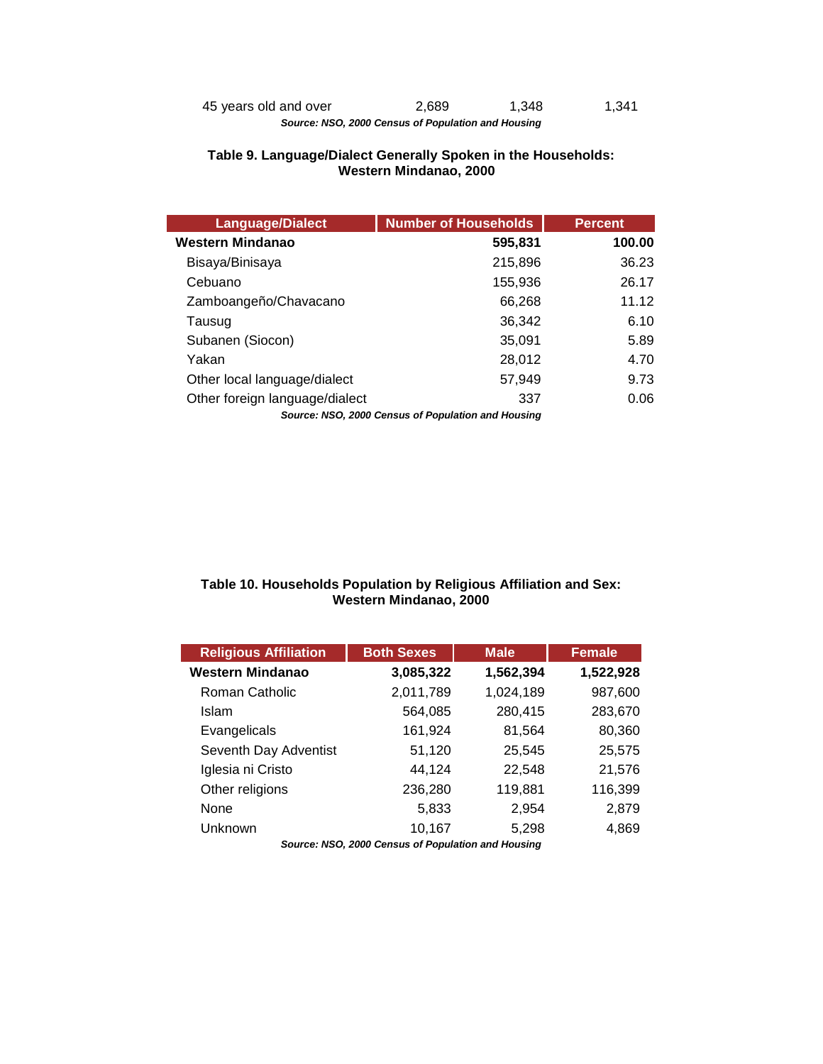| 45 years old and over | 2,689 | 1,348 | 1,341 |
|---|---|---|---|

*Source: NSO, 2000 Census of Population and Housing*

**Table 9. Language/Dialect Generally Spoken in the Households: Western Mindanao, 2000**

| Language/Dialect | Number of Households | Percent |
|---|---|---|
| **Western Mindanao** | **595,831** | **100.00** |
| Bisaya/Binisaya | 215,896 | 36.23 |
| Cebuano | 155,936 | 26.17 |
| Zamboangeño/Chavacano | 66,268 | 11.12 |
| Tausug | 36,342 | 6.10 |
| Subanen (Siocon) | 35,091 | 5.89 |
| Yakan | 28,012 | 4.70 |
| Other local language/dialect | 57,949 | 9.73 |
| Other foreign language/dialect | 337 | 0.06 |

*Source: NSO, 2000 Census of Population and Housing*

**Table 10. Households Population by Religious Affiliation and Sex: Western Mindanao, 2000**

| Religious Affiliation | Both Sexes | Male | Female |
|---|---|---|---|
| **Western Mindanao** | **3,085,322** | **1,562,394** | **1,522,928** |
| Roman Catholic | 2,011,789 | 1,024,189 | 987,600 |
| Islam | 564,085 | 280,415 | 283,670 |
| Evangelicals | 161,924 | 81,564 | 80,360 |
| Seventh Day Adventist | 51,120 | 25,545 | 25,575 |
| Iglesia ni Cristo | 44,124 | 22,548 | 21,576 |
| Other religions | 236,280 | 119,881 | 116,399 |
| None | 5,833 | 2,954 | 2,879 |
| Unknown | 10,167 | 5,298 | 4,869 |

*Source: NSO, 2000 Census of Population and Housing*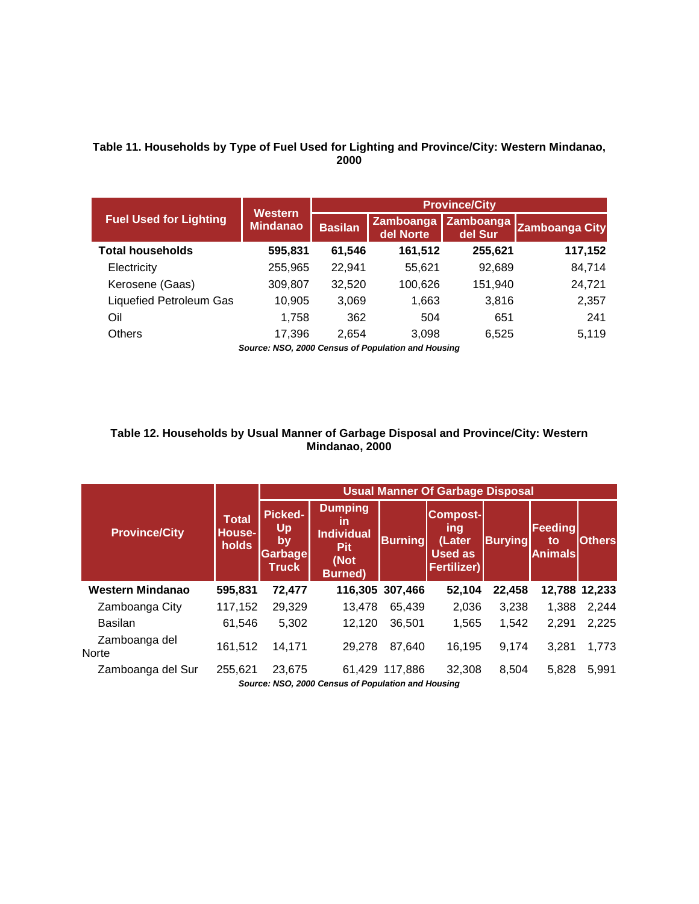**Table 11. Households by Type of Fuel Used for Lighting and Province/City: Western Mindanao, 2000**

| Fuel Used for Lighting | Western Mindanao | Province/City | | | |
|---|---|---|---|---|---|
| | | Basilan | Zamboanga del Norte | Zamboanga del Sur | Zamboanga City |
| **Total households** | **595,831** | **61,546** | **161,512** | **255,621** | **117,152** |
| Electricity | 255,965 | 22,941 | 55,621 | 92,689 | 84,714 |
| Kerosene (Gaas) | 309,807 | 32,520 | 100,626 | 151,940 | 24,721 |
| Liquefied Petroleum Gas | 10,905 | 3,069 | 1,663 | 3,816 | 2,357 |
| Oil | 1,758 | 362 | 504 | 651 | 241 |
| Others | 17,396 | 2,654 | 3,098 | 6,525 | 5,119 |

*Source: NSO, 2000 Census of Population and Housing*

**Table 12. Households by Usual Manner of Garbage Disposal and Province/City: Western Mindanao, 2000**

| Province/City | Total Households | Usual Manner Of Garbage Disposal | | | | | | |
|---|---|---|---|---|---|---|---|---|
| | | Picked-Up by Garbage Truck | Dumping in Individual Pit (Not Burned) | Burning | Composting (Later Used as Fertilizer) | Burying | Feeding to Animals | Others |
| **Western Mindanao** | **595,831** | **72,477** | **116,305** | **307,466** | **52,104** | **22,458** | **12,788** | **12,233** |
| Zamboanga City | 117,152 | 29,329 | 13,478 | 65,439 | 2,036 | 3,238 | 1,388 | 2,244 |
| Basilan | 61,546 | 5,302 | 12,120 | 36,501 | 1,565 | 1,542 | 2,291 | 2,225 |
| Zamboanga del Norte | 161,512 | 14,171 | 29,278 | 87,640 | 16,195 | 9,174 | 3,281 | 1,773 |
| Zamboanga del Sur | 255,621 | 23,675 | 61,429 | 117,886 | 32,308 | 8,504 | 5,828 | 5,991 |

*Source: NSO, 2000 Census of Population and Housing*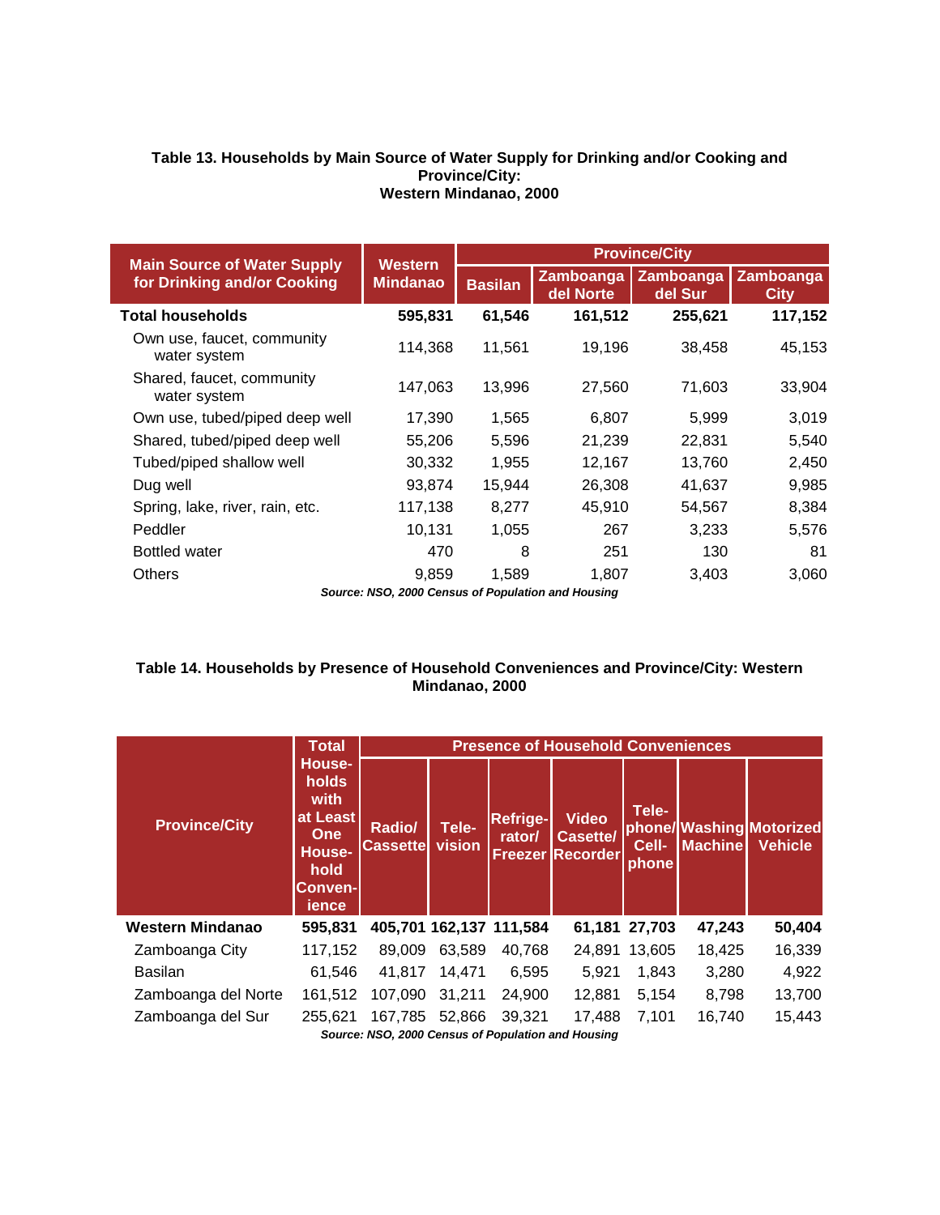**Table 13. Households by Main Source of Water Supply for Drinking and/or Cooking and Province/City: Western Mindanao, 2000**

| Main Source of Water Supply for Drinking and/or Cooking | Western Mindanao | Province/City | | | |
|---|---|---|---|---|---|
| | | Basilan | Zamboanga del Norte | Zamboanga del Sur | Zamboanga City |
| **Total households** | **595,831** | **61,546** | **161,512** | **255,621** | **117,152** |
| Own use, faucet, community water system | 114,368 | 11,561 | 19,196 | 38,458 | 45,153 |
| Shared, faucet, community water system | 147,063 | 13,996 | 27,560 | 71,603 | 33,904 |
| Own use, tubed/piped deep well | 17,390 | 1,565 | 6,807 | 5,999 | 3,019 |
| Shared, tubed/piped deep well | 55,206 | 5,596 | 21,239 | 22,831 | 5,540 |
| Tubed/piped shallow well | 30,332 | 1,955 | 12,167 | 13,760 | 2,450 |
| Dug well | 93,874 | 15,944 | 26,308 | 41,637 | 9,985 |
| Spring, lake, river, rain, etc. | 117,138 | 8,277 | 45,910 | 54,567 | 8,384 |
| Peddler | 10,131 | 1,055 | 267 | 3,233 | 5,576 |
| Bottled water | 470 | 8 | 251 | 130 | 81 |
| Others | 9,859 | 1,589 | 1,807 | 3,403 | 3,060 |

*Source: NSO, 2000 Census of Population and Housing*

**Table 14. Households by Presence of Household Conveniences and Province/City: Western Mindanao, 2000**

| Province/City | Total Households with at Least One Household Convenience | Presence of Household Conveniences | | | | | | |
|---|---|---|---|---|---|---|---|---|
| | | Radio/ Cassette | Television | Refrigerator/ Freezer | Video Casette/ Recorder | Telephone/ Cellphone | Washing Machine | Motorized Vehicle |
| **Western Mindanao** | **595,831** | **405,701** | **162,137** | **111,584** | **61,181** | **27,703** | **47,243** | **50,404** |
| Zamboanga City | 117,152 | 89,009 | 63,589 | 40,768 | 24,891 | 13,605 | 18,425 | 16,339 |
| Basilan | 61,546 | 41,817 | 14,471 | 6,595 | 5,921 | 1,843 | 3,280 | 4,922 |
| Zamboanga del Norte | 161,512 | 107,090 | 31,211 | 24,900 | 12,881 | 5,154 | 8,798 | 13,700 |
| Zamboanga del Sur | 255,621 | 167,785 | 52,866 | 39,321 | 17,488 | 7,101 | 16,740 | 15,443 |

*Source: NSO, 2000 Census of Population and Housing*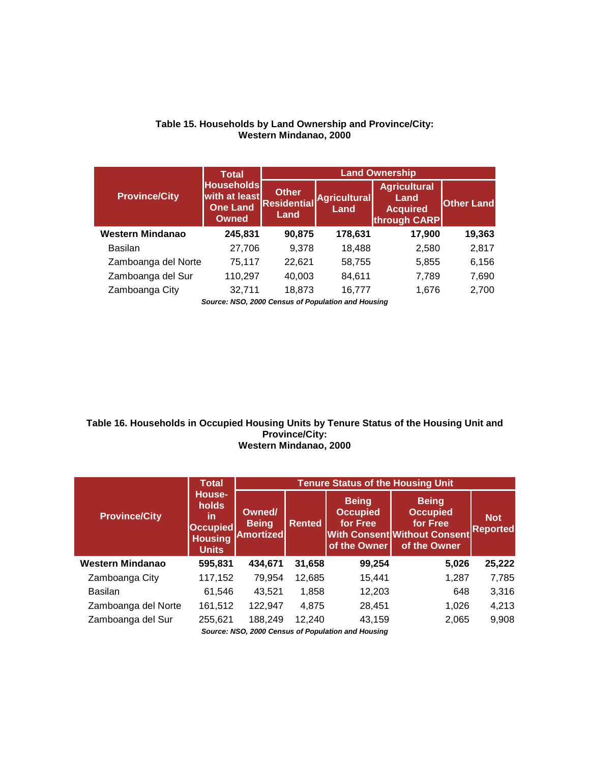**Table 15. Households by Land Ownership and Province/City: Western Mindanao, 2000**

| Province/City | Total Households with at least One Land Owned | Land Ownership | | | |
|---|---|---|---|---|---|
| | | Other Residential Land | Agricultural Land | Agricultural Land Acquired through CARP | Other Land |
| **Western Mindanao** | **245,831** | **90,875** | **178,631** | **17,900** | **19,363** |
| Basilan | 27,706 | 9,378 | 18,488 | 2,580 | 2,817 |
| Zamboanga del Norte | 75,117 | 22,621 | 58,755 | 5,855 | 6,156 |
| Zamboanga del Sur | 110,297 | 40,003 | 84,611 | 7,789 | 7,690 |
| Zamboanga City | 32,711 | 18,873 | 16,777 | 1,676 | 2,700 |

*Source: NSO, 2000 Census of Population and Housing*

**Table 16. Households in Occupied Housing Units by Tenure Status of the Housing Unit and Province/City: Western Mindanao, 2000**

| Province/City | Total Households in Occupied Housing Units | Tenure Status of the Housing Unit | | | | |
|---|---|---|---|---|---|---|
| | | Owned/ Being Amortized | Rented | Being Occupied for Free With Consent of the Owner | Being Occupied for Free Without Consent of the Owner | Not Reported |
| **Western Mindanao** | **595,831** | **434,671** | **31,658** | **99,254** | **5,026** | **25,222** |
| Zamboanga City | 117,152 | 79,954 | 12,685 | 15,441 | 1,287 | 7,785 |
| Basilan | 61,546 | 43,521 | 1,858 | 12,203 | 648 | 3,316 |
| Zamboanga del Norte | 161,512 | 122,947 | 4,875 | 28,451 | 1,026 | 4,213 |
| Zamboanga del Sur | 255,621 | 188,249 | 12,240 | 43,159 | 2,065 | 9,908 |

*Source: NSO, 2000 Census of Population and Housing*